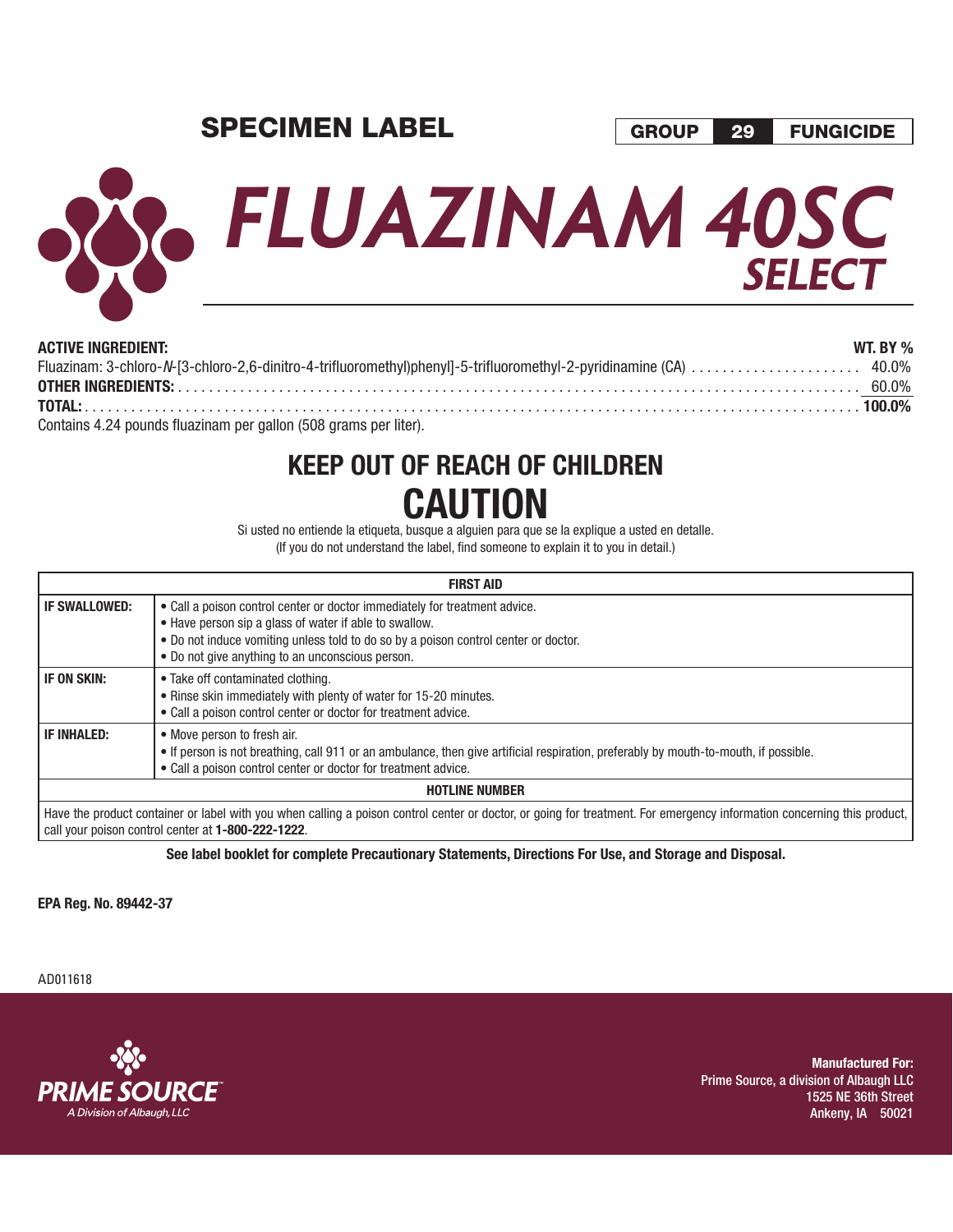# SPECIMEN LABEL

**GROUP 29 FUNGICIDE**

# FLUAZINAM 40SC SELECT

| ACTIVE INGREDIENT: | WT. BY % |
|---|---|
| Fluazinam: 3-chloro-*N*-[3-chloro-2,6-dinitro-4-trifluoromethyl)phenyl]-5-trifluoromethyl-2-pyridinamine (CA) | 40.0% |
| **OTHER INGREDIENTS:** | 60.0% |
| **TOTAL:** | **100.0%** |

Contains 4.24 pounds fluazinam per gallon (508 grams per liter).

## KEEP OUT OF REACH OF CHILDREN

# CAUTION

Si usted no entiende la etiqueta, busque a alguien para que se la explique a usted en detalle.
(If you do not understand the label, find someone to explain it to you in detail.)

| FIRST AID | |
|---|---|
| **IF SWALLOWED:** | • Call a poison control center or doctor immediately for treatment advice.<br>• Have person sip a glass of water if able to swallow.<br>• Do not induce vomiting unless told to do so by a poison control center or doctor.<br>• Do not give anything to an unconscious person. |
| **IF ON SKIN:** | • Take off contaminated clothing.<br>• Rinse skin immediately with plenty of water for 15-20 minutes.<br>• Call a poison control center or doctor for treatment advice. |
| **IF INHALED:** | • Move person to fresh air.<br>• If person is not breathing, call 911 or an ambulance, then give artificial respiration, preferably by mouth-to-mouth, if possible.<br>• Call a poison control center or doctor for treatment advice. |
| **HOTLINE NUMBER** | |
| Have the product container or label with you when calling a poison control center or doctor, or going for treatment. For emergency information concerning this product, call your poison control center at **1-800-222-1222**. | |

**See label booklet for complete Precautionary Statements, Directions For Use, and Storage and Disposal.**

**EPA Reg. No. 89442-37**

AD011618

PRIME SOURCE™
A Division of Albaugh, LLC

**Manufactured For:**
Prime Source, a division of Albaugh LLC
1525 NE 36th Street
Ankeny, IA 50021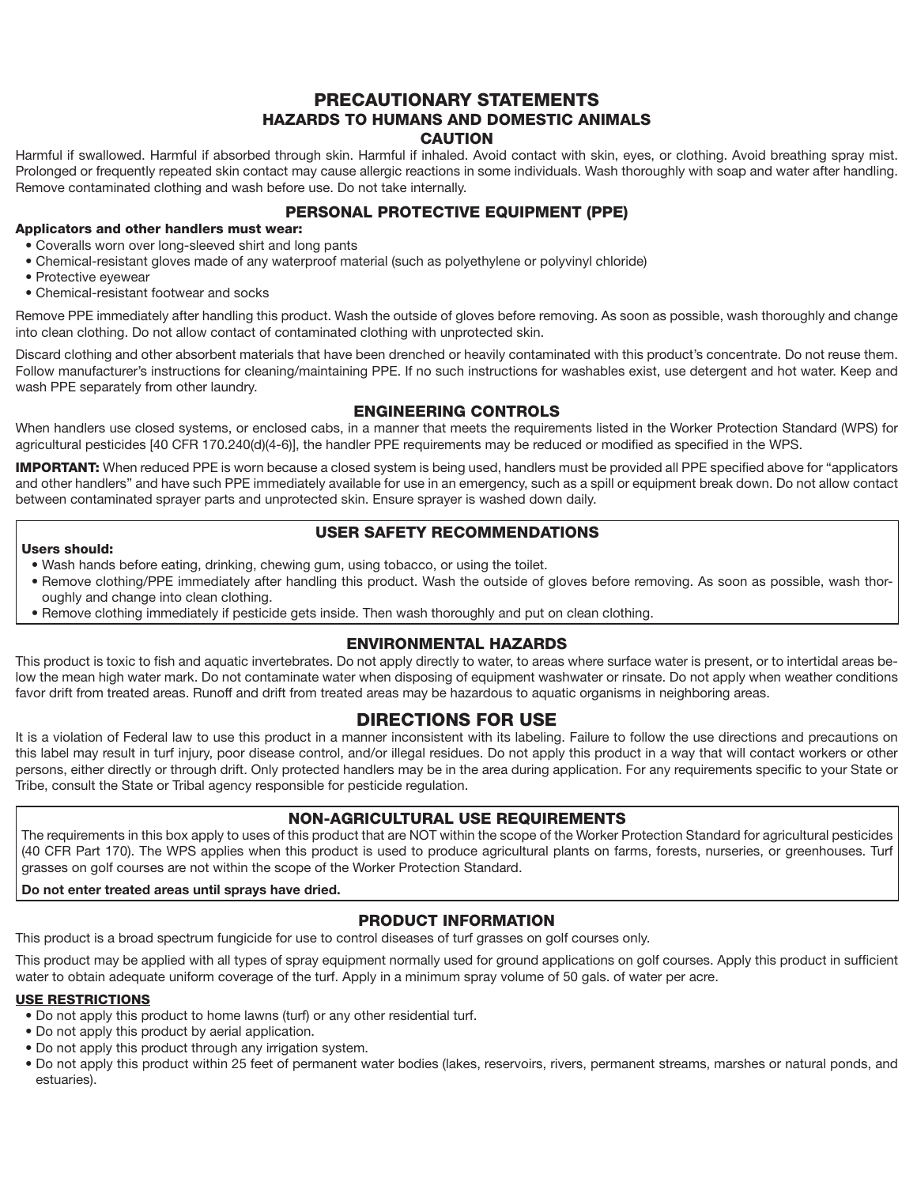# PRECAUTIONARY STATEMENTS

## HAZARDS TO HUMANS AND DOMESTIC ANIMALS

### CAUTION

Harmful if swallowed. Harmful if absorbed through skin. Harmful if inhaled. Avoid contact with skin, eyes, or clothing. Avoid breathing spray mist. Prolonged or frequently repeated skin contact may cause allergic reactions in some individuals. Wash thoroughly with soap and water after handling. Remove contaminated clothing and wash before use. Do not take internally.

### PERSONAL PROTECTIVE EQUIPMENT (PPE)

**Applicators and other handlers must wear:**

- Coveralls worn over long-sleeved shirt and long pants
- Chemical-resistant gloves made of any waterproof material (such as polyethylene or polyvinyl chloride)
- Protective eyewear
- Chemical-resistant footwear and socks

Remove PPE immediately after handling this product. Wash the outside of gloves before removing. As soon as possible, wash thoroughly and change into clean clothing. Do not allow contact of contaminated clothing with unprotected skin.

Discard clothing and other absorbent materials that have been drenched or heavily contaminated with this product's concentrate. Do not reuse them. Follow manufacturer's instructions for cleaning/maintaining PPE. If no such instructions for washables exist, use detergent and hot water. Keep and wash PPE separately from other laundry.

### ENGINEERING CONTROLS

When handlers use closed systems, or enclosed cabs, in a manner that meets the requirements listed in the Worker Protection Standard (WPS) for agricultural pesticides [40 CFR 170.240(d)(4-6)], the handler PPE requirements may be reduced or modified as specified in the WPS.

**IMPORTANT:** When reduced PPE is worn because a closed system is being used, handlers must be provided all PPE specified above for "applicators and other handlers" and have such PPE immediately available for use in an emergency, such as a spill or equipment break down. Do not allow contact between contaminated sprayer parts and unprotected skin. Ensure sprayer is washed down daily.

### USER SAFETY RECOMMENDATIONS

**Users should:**

- Wash hands before eating, drinking, chewing gum, using tobacco, or using the toilet.
- Remove clothing/PPE immediately after handling this product. Wash the outside of gloves before removing. As soon as possible, wash thoroughly and change into clean clothing.
- Remove clothing immediately if pesticide gets inside. Then wash thoroughly and put on clean clothing.

### ENVIRONMENTAL HAZARDS

This product is toxic to fish and aquatic invertebrates. Do not apply directly to water, to areas where surface water is present, or to intertidal areas below the mean high water mark. Do not contaminate water when disposing of equipment washwater or rinsate. Do not apply when weather conditions favor drift from treated areas. Runoff and drift from treated areas may be hazardous to aquatic organisms in neighboring areas.

# DIRECTIONS FOR USE

It is a violation of Federal law to use this product in a manner inconsistent with its labeling. Failure to follow the use directions and precautions on this label may result in turf injury, poor disease control, and/or illegal residues. Do not apply this product in a way that will contact workers or other persons, either directly or through drift. Only protected handlers may be in the area during application. For any requirements specific to your State or Tribe, consult the State or Tribal agency responsible for pesticide regulation.

### NON-AGRICULTURAL USE REQUIREMENTS

The requirements in this box apply to uses of this product that are NOT within the scope of the Worker Protection Standard for agricultural pesticides (40 CFR Part 170). The WPS applies when this product is used to produce agricultural plants on farms, forests, nurseries, or greenhouses. Turf grasses on golf courses are not within the scope of the Worker Protection Standard.

**Do not enter treated areas until sprays have dried.**

### PRODUCT INFORMATION

This product is a broad spectrum fungicide for use to control diseases of turf grasses on golf courses only.

This product may be applied with all types of spray equipment normally used for ground applications on golf courses. Apply this product in sufficient water to obtain adequate uniform coverage of the turf. Apply in a minimum spray volume of 50 gals. of water per acre.

**USE RESTRICTIONS**

- Do not apply this product to home lawns (turf) or any other residential turf.
- Do not apply this product by aerial application.
- Do not apply this product through any irrigation system.
- Do not apply this product within 25 feet of permanent water bodies (lakes, reservoirs, rivers, permanent streams, marshes or natural ponds, and estuaries).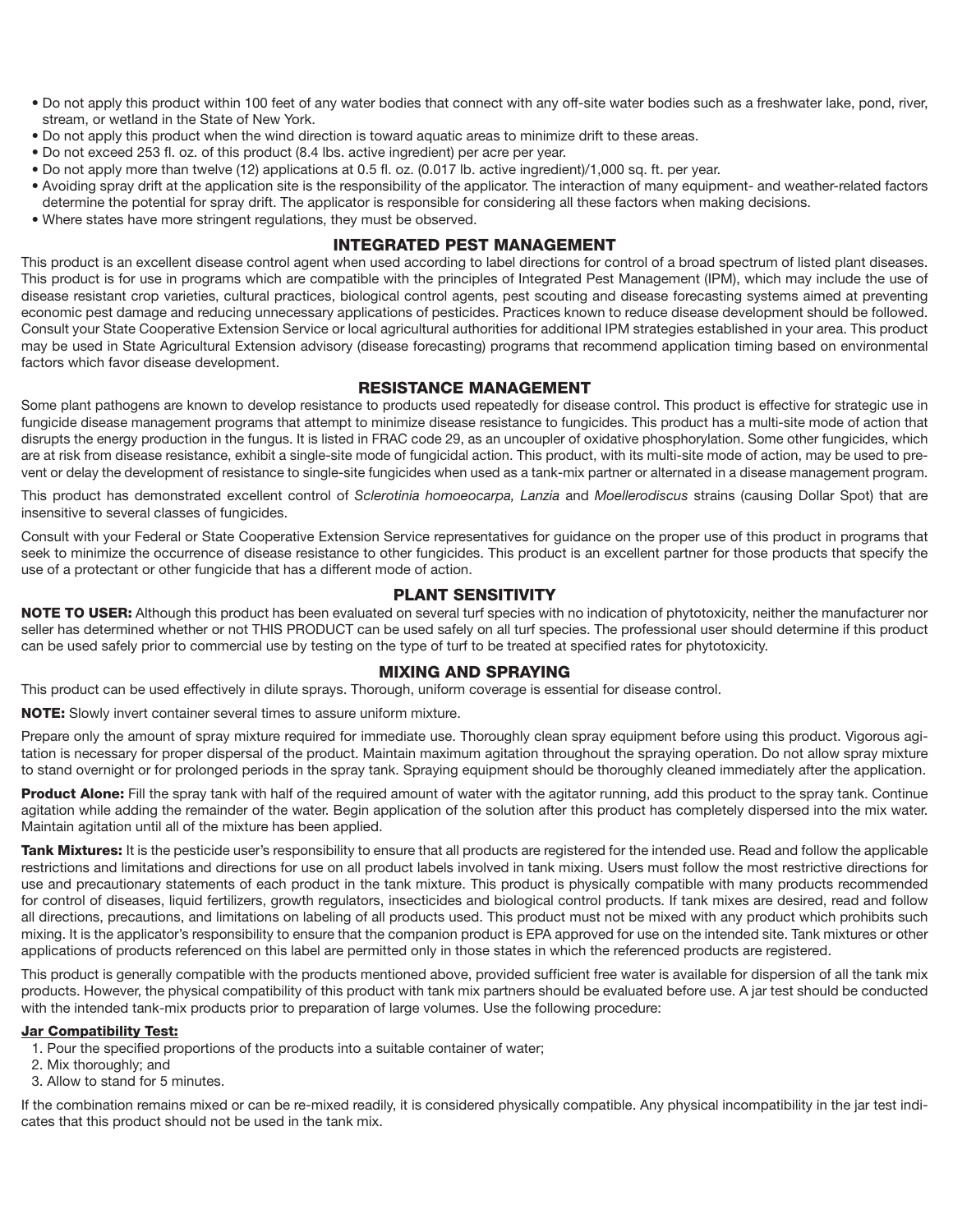- Do not apply this product within 100 feet of any water bodies that connect with any off-site water bodies such as a freshwater lake, pond, river, stream, or wetland in the State of New York.
- Do not apply this product when the wind direction is toward aquatic areas to minimize drift to these areas.
- Do not exceed 253 fl. oz. of this product (8.4 lbs. active ingredient) per acre per year.
- Do not apply more than twelve (12) applications at 0.5 fl. oz. (0.017 lb. active ingredient)/1,000 sq. ft. per year.
- Avoiding spray drift at the application site is the responsibility of the applicator. The interaction of many equipment- and weather-related factors determine the potential for spray drift. The applicator is responsible for considering all these factors when making decisions.
- Where states have more stringent regulations, they must be observed.

## INTEGRATED PEST MANAGEMENT

This product is an excellent disease control agent when used according to label directions for control of a broad spectrum of listed plant diseases. This product is for use in programs which are compatible with the principles of Integrated Pest Management (IPM), which may include the use of disease resistant crop varieties, cultural practices, biological control agents, pest scouting and disease forecasting systems aimed at preventing economic pest damage and reducing unnecessary applications of pesticides. Practices known to reduce disease development should be followed. Consult your State Cooperative Extension Service or local agricultural authorities for additional IPM strategies established in your area. This product may be used in State Agricultural Extension advisory (disease forecasting) programs that recommend application timing based on environmental factors which favor disease development.

## RESISTANCE MANAGEMENT

Some plant pathogens are known to develop resistance to products used repeatedly for disease control. This product is effective for strategic use in fungicide disease management programs that attempt to minimize disease resistance to fungicides. This product has a multi-site mode of action that disrupts the energy production in the fungus. It is listed in FRAC code 29, as an uncoupler of oxidative phosphorylation. Some other fungicides, which are at risk from disease resistance, exhibit a single-site mode of fungicidal action. This product, with its multi-site mode of action, may be used to prevent or delay the development of resistance to single-site fungicides when used as a tank-mix partner or alternated in a disease management program.

This product has demonstrated excellent control of *Sclerotinia homoeocarpa, Lanzia* and *Moellerodiscus* strains (causing Dollar Spot) that are insensitive to several classes of fungicides.

Consult with your Federal or State Cooperative Extension Service representatives for guidance on the proper use of this product in programs that seek to minimize the occurrence of disease resistance to other fungicides. This product is an excellent partner for those products that specify the use of a protectant or other fungicide that has a different mode of action.

## PLANT SENSITIVITY

**NOTE TO USER:** Although this product has been evaluated on several turf species with no indication of phytotoxicity, neither the manufacturer nor seller has determined whether or not THIS PRODUCT can be used safely on all turf species. The professional user should determine if this product can be used safely prior to commercial use by testing on the type of turf to be treated at specified rates for phytotoxicity.

## MIXING AND SPRAYING

This product can be used effectively in dilute sprays. Thorough, uniform coverage is essential for disease control.

**NOTE:** Slowly invert container several times to assure uniform mixture.

Prepare only the amount of spray mixture required for immediate use. Thoroughly clean spray equipment before using this product. Vigorous agitation is necessary for proper dispersal of the product. Maintain maximum agitation throughout the spraying operation. Do not allow spray mixture to stand overnight or for prolonged periods in the spray tank. Spraying equipment should be thoroughly cleaned immediately after the application.

**Product Alone:** Fill the spray tank with half of the required amount of water with the agitator running, add this product to the spray tank. Continue agitation while adding the remainder of the water. Begin application of the solution after this product has completely dispersed into the mix water. Maintain agitation until all of the mixture has been applied.

**Tank Mixtures:** It is the pesticide user's responsibility to ensure that all products are registered for the intended use. Read and follow the applicable restrictions and limitations and directions for use on all product labels involved in tank mixing. Users must follow the most restrictive directions for use and precautionary statements of each product in the tank mixture. This product is physically compatible with many products recommended for control of diseases, liquid fertilizers, growth regulators, insecticides and biological control products. If tank mixes are desired, read and follow all directions, precautions, and limitations on labeling of all products used. This product must not be mixed with any product which prohibits such mixing. It is the applicator's responsibility to ensure that the companion product is EPA approved for use on the intended site. Tank mixtures or other applications of products referenced on this label are permitted only in those states in which the referenced products are registered.

This product is generally compatible with the products mentioned above, provided sufficient free water is available for dispersion of all the tank mix products. However, the physical compatibility of this product with tank mix partners should be evaluated before use. A jar test should be conducted with the intended tank-mix products prior to preparation of large volumes. Use the following procedure:

**Jar Compatibility Test:**

1. Pour the specified proportions of the products into a suitable container of water;
2. Mix thoroughly; and
3. Allow to stand for 5 minutes.

If the combination remains mixed or can be re-mixed readily, it is considered physically compatible. Any physical incompatibility in the jar test indicates that this product should not be used in the tank mix.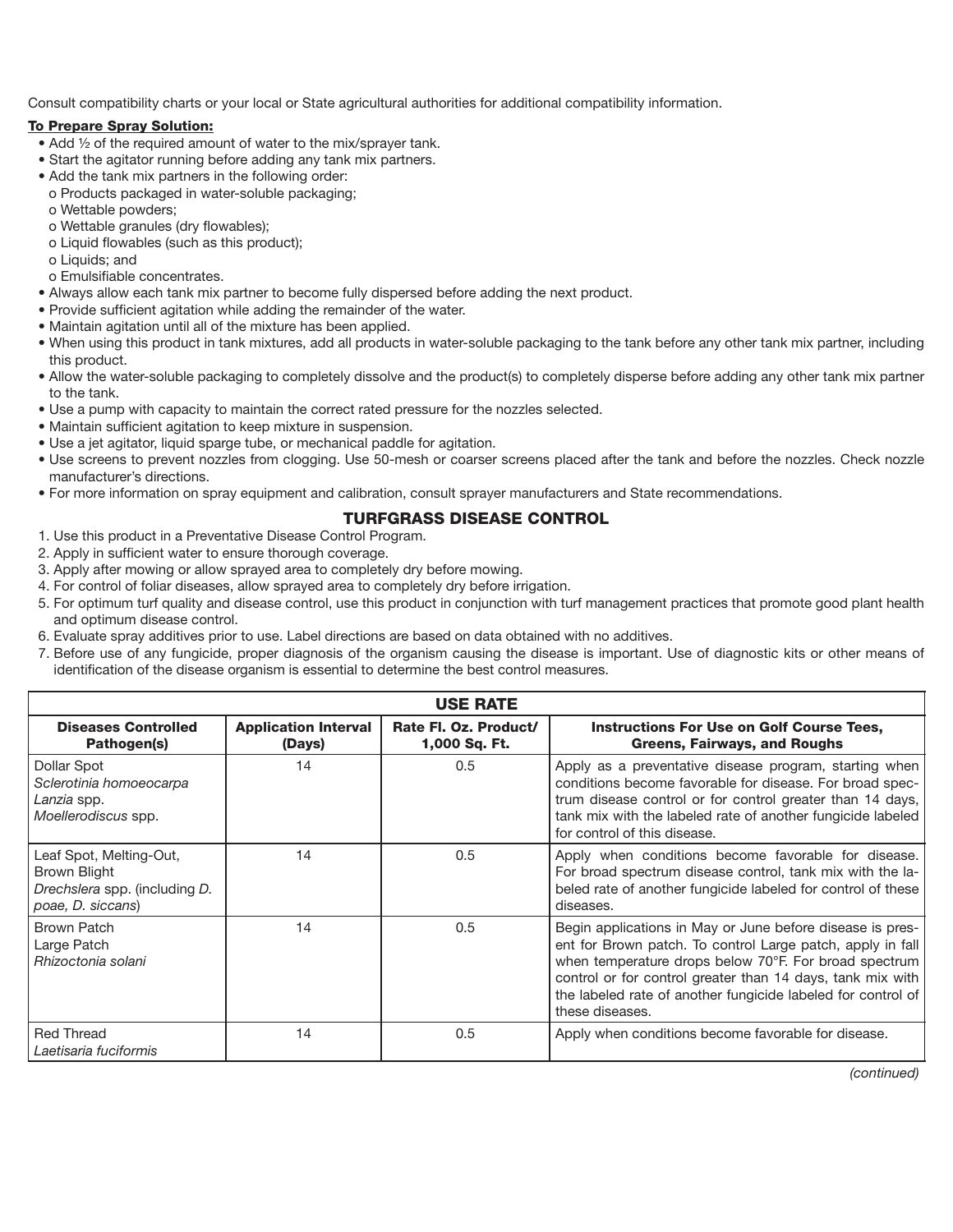Consult compatibility charts or your local or State agricultural authorities for additional compatibility information.

**To Prepare Spray Solution:**

- Add ½ of the required amount of water to the mix/sprayer tank.
- Start the agitator running before adding any tank mix partners.
- Add the tank mix partners in the following order:
  - o Products packaged in water-soluble packaging;
  - o Wettable powders;
  - o Wettable granules (dry flowables);
  - o Liquid flowables (such as this product);
  - o Liquids; and
  - o Emulsifiable concentrates.
- Always allow each tank mix partner to become fully dispersed before adding the next product.
- Provide sufficient agitation while adding the remainder of the water.
- Maintain agitation until all of the mixture has been applied.
- When using this product in tank mixtures, add all products in water-soluble packaging to the tank before any other tank mix partner, including this product.
- Allow the water-soluble packaging to completely dissolve and the product(s) to completely disperse before adding any other tank mix partner to the tank.
- Use a pump with capacity to maintain the correct rated pressure for the nozzles selected.
- Maintain sufficient agitation to keep mixture in suspension.
- Use a jet agitator, liquid sparge tube, or mechanical paddle for agitation.
- Use screens to prevent nozzles from clogging. Use 50-mesh or coarser screens placed after the tank and before the nozzles. Check nozzle manufacturer's directions.
- For more information on spray equipment and calibration, consult sprayer manufacturers and State recommendations.

## TURFGRASS DISEASE CONTROL

1. Use this product in a Preventative Disease Control Program.
2. Apply in sufficient water to ensure thorough coverage.
3. Apply after mowing or allow sprayed area to completely dry before mowing.
4. For control of foliar diseases, allow sprayed area to completely dry before irrigation.
5. For optimum turf quality and disease control, use this product in conjunction with turf management practices that promote good plant health and optimum disease control.
6. Evaluate spray additives prior to use. Label directions are based on data obtained with no additives.
7. Before use of any fungicide, proper diagnosis of the organism causing the disease is important. Use of diagnostic kits or other means of identification of the disease organism is essential to determine the best control measures.

| USE RATE | | | |
|---|---|---|---|
| **Diseases Controlled Pathogen(s)** | **Application Interval (Days)** | **Rate Fl. Oz. Product/ 1,000 Sq. Ft.** | **Instructions For Use on Golf Course Tees, Greens, Fairways, and Roughs** |
| Dollar Spot *Sclerotinia homoeocarpa* *Lanzia* spp. *Moellerodiscus* spp. | 14 | 0.5 | Apply as a preventative disease program, starting when conditions become favorable for disease. For broad spectrum disease control or for control greater than 14 days, tank mix with the labeled rate of another fungicide labeled for control of this disease. |
| Leaf Spot, Melting-Out, Brown Blight *Drechslera* spp. (including *D. poae, D. siccans*) | 14 | 0.5 | Apply when conditions become favorable for disease. For broad spectrum disease control, tank mix with the labeled rate of another fungicide labeled for control of these diseases. |
| Brown Patch Large Patch *Rhizoctonia solani* | 14 | 0.5 | Begin applications in May or June before disease is present for Brown patch. To control Large patch, apply in fall when temperature drops below 70°F. For broad spectrum control or for control greater than 14 days, tank mix with the labeled rate of another fungicide labeled for control of these diseases. |
| Red Thread *Laetisaria fuciformis* | 14 | 0.5 | Apply when conditions become favorable for disease. |

*(continued)*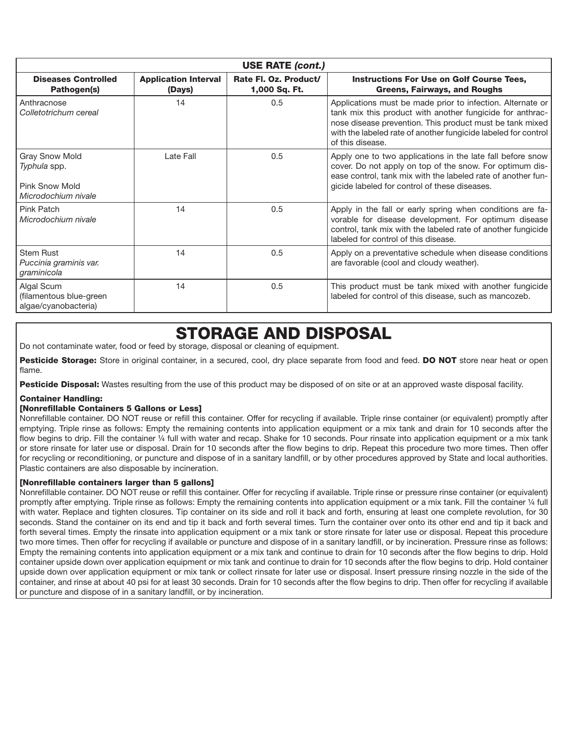| USE RATE *(cont.)* | | | |
|---|---|---|---|
| **Diseases Controlled Pathogen(s)** | **Application Interval (Days)** | **Rate Fl. Oz. Product/ 1,000 Sq. Ft.** | **Instructions For Use on Golf Course Tees, Greens, Fairways, and Roughs** |
| Anthracnose *Colletotrichum cereal* | 14 | 0.5 | Applications must be made prior to infection. Alternate or tank mix this product with another fungicide for anthracnose disease prevention. This product must be tank mixed with the labeled rate of another fungicide labeled for control of this disease. |
| Gray Snow Mold *Typhula* spp. Pink Snow Mold *Microdochium nivale* | Late Fall | 0.5 | Apply one to two applications in the late fall before snow cover. Do not apply on top of the snow. For optimum disease control, tank mix with the labeled rate of another fungicide labeled for control of these diseases. |
| Pink Patch *Microdochium nivale* | 14 | 0.5 | Apply in the fall or early spring when conditions are favorable for disease development. For optimum disease control, tank mix with the labeled rate of another fungicide labeled for control of this disease. |
| Stem Rust *Puccinia graminis var. graminicola* | 14 | 0.5 | Apply on a preventative schedule when disease conditions are favorable (cool and cloudy weather). |
| Algal Scum (filamentous blue-green algae/cyanobacteria) | 14 | 0.5 | This product must be tank mixed with another fungicide labeled for control of this disease, such as mancozeb. |

# STORAGE AND DISPOSAL

Do not contaminate water, food or feed by storage, disposal or cleaning of equipment.

**Pesticide Storage:** Store in original container, in a secured, cool, dry place separate from food and feed. **DO NOT** store near heat or open flame.

**Pesticide Disposal:** Wastes resulting from the use of this product may be disposed of on site or at an approved waste disposal facility.

**Container Handling:**

**[Nonrefillable Containers 5 Gallons or Less]**

Nonrefillable container. DO NOT reuse or refill this container. Offer for recycling if available. Triple rinse container (or equivalent) promptly after emptying. Triple rinse as follows: Empty the remaining contents into application equipment or a mix tank and drain for 10 seconds after the flow begins to drip. Fill the container ¼ full with water and recap. Shake for 10 seconds. Pour rinsate into application equipment or a mix tank or store rinsate for later use or disposal. Drain for 10 seconds after the flow begins to drip. Repeat this procedure two more times. Then offer for recycling or reconditioning, or puncture and dispose of in a sanitary landfill, or by other procedures approved by State and local authorities. Plastic containers are also disposable by incineration.

**[Nonrefillable containers larger than 5 gallons]**

Nonrefillable container. DO NOT reuse or refill this container. Offer for recycling if available. Triple rinse or pressure rinse container (or equivalent) promptly after emptying. Triple rinse as follows: Empty the remaining contents into application equipment or a mix tank. Fill the container ¼ full with water. Replace and tighten closures. Tip container on its side and roll it back and forth, ensuring at least one complete revolution, for 30 seconds. Stand the container on its end and tip it back and forth several times. Turn the container over onto its other end and tip it back and forth several times. Empty the rinsate into application equipment or a mix tank or store rinsate for later use or disposal. Repeat this procedure two more times. Then offer for recycling if available or puncture and dispose of in a sanitary landfill, or by incineration. Pressure rinse as follows: Empty the remaining contents into application equipment or a mix tank and continue to drain for 10 seconds after the flow begins to drip. Hold container upside down over application equipment or mix tank and continue to drain for 10 seconds after the flow begins to drip. Hold container upside down over application equipment or mix tank or collect rinsate for later use or disposal. Insert pressure rinsing nozzle in the side of the container, and rinse at about 40 psi for at least 30 seconds. Drain for 10 seconds after the flow begins to drip. Then offer for recycling if available or puncture and dispose of in a sanitary landfill, or by incineration.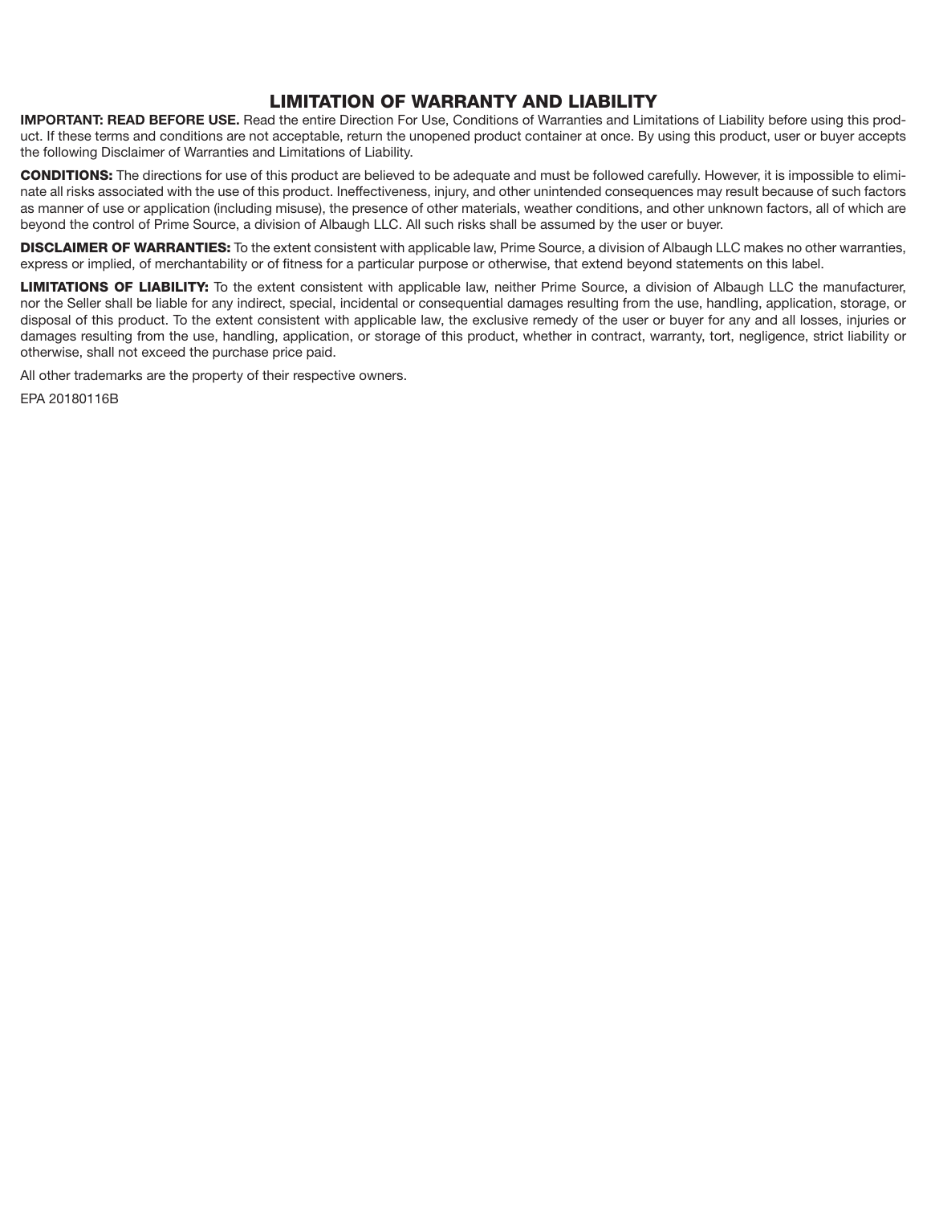## LIMITATION OF WARRANTY AND LIABILITY

**IMPORTANT: READ BEFORE USE.** Read the entire Direction For Use, Conditions of Warranties and Limitations of Liability before using this product. If these terms and conditions are not acceptable, return the unopened product container at once. By using this product, user or buyer accepts the following Disclaimer of Warranties and Limitations of Liability.

**CONDITIONS:** The directions for use of this product are believed to be adequate and must be followed carefully. However, it is impossible to eliminate all risks associated with the use of this product. Ineffectiveness, injury, and other unintended consequences may result because of such factors as manner of use or application (including misuse), the presence of other materials, weather conditions, and other unknown factors, all of which are beyond the control of Prime Source, a division of Albaugh LLC. All such risks shall be assumed by the user or buyer.

**DISCLAIMER OF WARRANTIES:** To the extent consistent with applicable law, Prime Source, a division of Albaugh LLC makes no other warranties, express or implied, of merchantability or of fitness for a particular purpose or otherwise, that extend beyond statements on this label.

**LIMITATIONS OF LIABILITY:** To the extent consistent with applicable law, neither Prime Source, a division of Albaugh LLC the manufacturer, nor the Seller shall be liable for any indirect, special, incidental or consequential damages resulting from the use, handling, application, storage, or disposal of this product. To the extent consistent with applicable law, the exclusive remedy of the user or buyer for any and all losses, injuries or damages resulting from the use, handling, application, or storage of this product, whether in contract, warranty, tort, negligence, strict liability or otherwise, shall not exceed the purchase price paid.

All other trademarks are the property of their respective owners.

EPA 20180116B